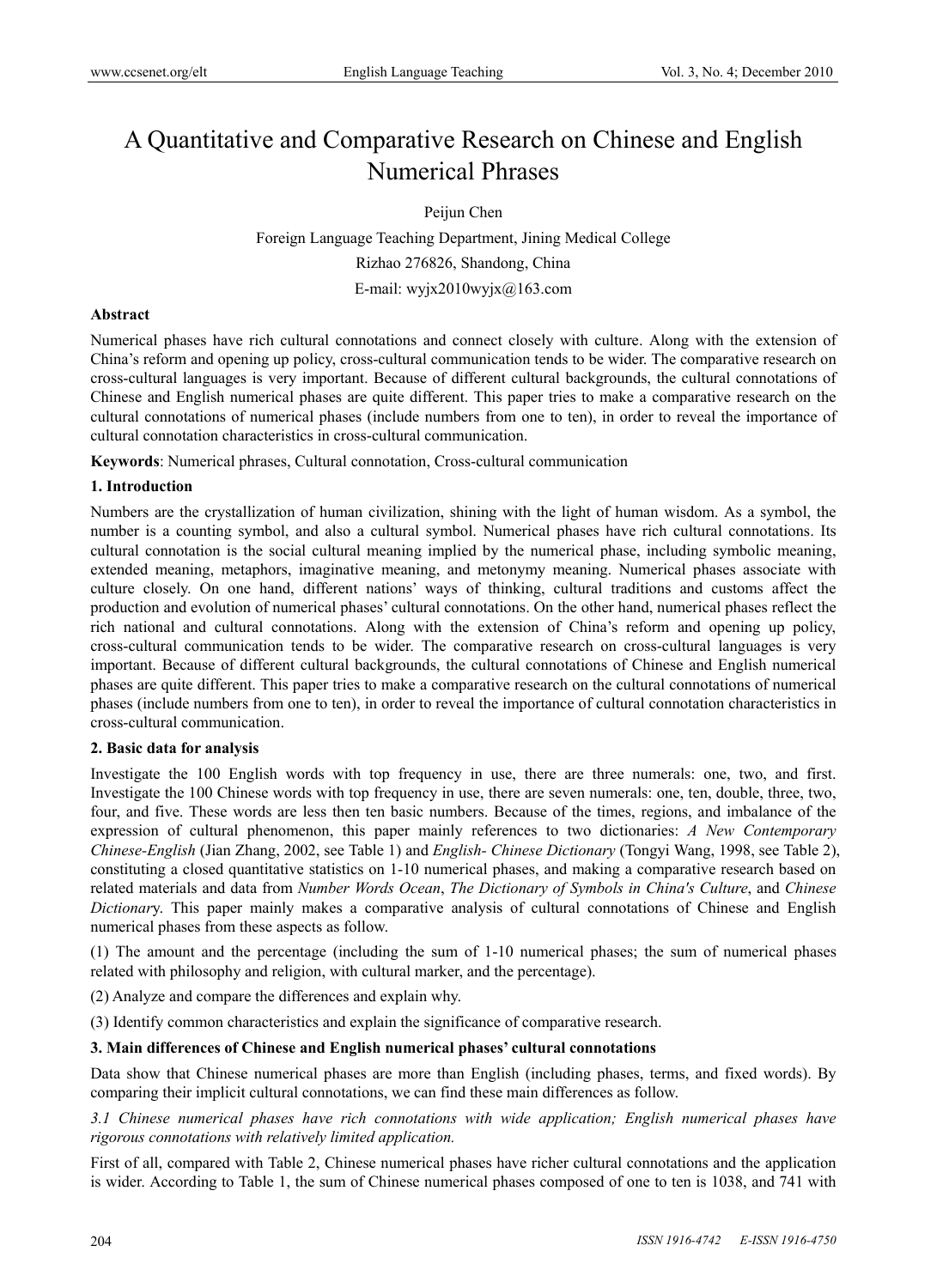# A Quantitative and Comparative Research on Chinese and English Numerical Phrases

Peijun Chen

Foreign Language Teaching Department, Jining Medical College

Rizhao 276826, Shandong, China

E-mail: wyjx2010wyjx@163.com

**Abstract**

Numerical phases have rich cultural connotations and connect closely with culture. Along with the extension of China's reform and opening up policy, cross-cultural communication tends to be wider. The comparative research on cross-cultural languages is very important. Because of different cultural backgrounds, the cultural connotations of Chinese and English numerical phases are quite different. This paper tries to make a comparative research on the cultural connotations of numerical phases (include numbers from one to ten), in order to reveal the importance of cultural connotation characteristics in cross-cultural communication.

**Keywords**: Numerical phrases, Cultural connotation, Cross-cultural communication

## 1. Introduction

Numbers are the crystallization of human civilization, shining with the light of human wisdom. As a symbol, the number is a counting symbol, and also a cultural symbol. Numerical phases have rich cultural connotations. Its cultural connotation is the social cultural meaning implied by the numerical phase, including symbolic meaning, extended meaning, metaphors, imaginative meaning, and metonymy meaning. Numerical phases associate with culture closely. On one hand, different nations' ways of thinking, cultural traditions and customs affect the production and evolution of numerical phases' cultural connotations. On the other hand, numerical phases reflect the rich national and cultural connotations. Along with the extension of China's reform and opening up policy, cross-cultural communication tends to be wider. The comparative research on cross-cultural languages is very important. Because of different cultural backgrounds, the cultural connotations of Chinese and English numerical phases are quite different. This paper tries to make a comparative research on the cultural connotations of numerical phases (include numbers from one to ten), in order to reveal the importance of cultural connotation characteristics in cross-cultural communication.

## 2. Basic data for analysis

Investigate the 100 English words with top frequency in use, there are three numerals: one, two, and first. Investigate the 100 Chinese words with top frequency in use, there are seven numerals: one, ten, double, three, two, four, and five. These words are less then ten basic numbers. Because of the times, regions, and imbalance of the expression of cultural phenomenon, this paper mainly references to two dictionaries: *A New Contemporary Chinese-English* (Jian Zhang, 2002, see Table 1) and *English- Chinese Dictionary* (Tongyi Wang, 1998, see Table 2), constituting a closed quantitative statistics on 1-10 numerical phases, and making a comparative research based on related materials and data from *Number Words Ocean*, *The Dictionary of Symbols in China's Culture*, and *Chinese Dictionary*. This paper mainly makes a comparative analysis of cultural connotations of Chinese and English numerical phases from these aspects as follow.

(1) The amount and the percentage (including the sum of 1-10 numerical phases; the sum of numerical phases related with philosophy and religion, with cultural marker, and the percentage).

(2) Analyze and compare the differences and explain why.

(3) Identify common characteristics and explain the significance of comparative research.

## 3. Main differences of Chinese and English numerical phases' cultural connotations

Data show that Chinese numerical phases are more than English (including phases, terms, and fixed words). By comparing their implicit cultural connotations, we can find these main differences as follow.

*3.1 Chinese numerical phases have rich connotations with wide application; English numerical phases have rigorous connotations with relatively limited application.*

First of all, compared with Table 2, Chinese numerical phases have richer cultural connotations and the application is wider. According to Table 1, the sum of Chinese numerical phases composed of one to ten is 1038, and 741 with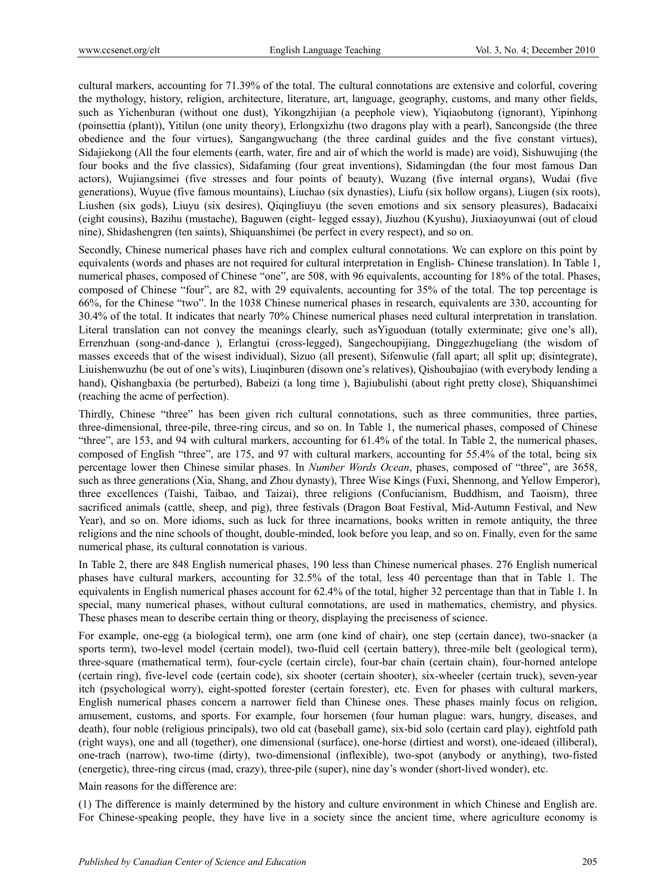cultural markers, accounting for 71.39% of the total. The cultural connotations are extensive and colorful, covering the mythology, history, religion, architecture, literature, art, language, geography, customs, and many other fields, such as Yichenburan (without one dust), Yikongzhijian (a peephole view), Yiqiaobutong (ignorant), Yipinhong (poinsettia (plant)), Yitilun (one unity theory), Erlongxizhu (two dragons play with a pearl), Sancongside (the three obedience and the four virtues), Sangangwuchang (the three cardinal guides and the five constant virtues), Sidajiekong (All the four elements (earth, water, fire and air of which the world is made) are void), Sishuwujing (the four books and the five classics), Sidafaming (four great inventions), Sidamingdan (the four most famous Dan actors), Wujiangsimei (five stresses and four points of beauty), Wuzang (five internal organs), Wudai (five generations), Wuyue (five famous mountains), Liuchao (six dynasties), Liufu (six hollow organs), Liugen (six roots), Liushen (six gods), Liuyu (six desires), Qiqingliuyu (the seven emotions and six sensory pleasures), Badacaixi (eight cousins), Bazihu (mustache), Baguwen (eight- legged essay), Jiuzhou (Kyushu), Jiuxiaoyunwai (out of cloud nine), Shidashengren (ten saints), Shiquanshimei (be perfect in every respect), and so on.

Secondly, Chinese numerical phases have rich and complex cultural connotations. We can explore on this point by equivalents (words and phases are not required for cultural interpretation in English- Chinese translation). In Table 1, numerical phases, composed of Chinese "one", are 508, with 96 equivalents, accounting for 18% of the total. Phases, composed of Chinese "four", are 82, with 29 equivalents, accounting for 35% of the total. The top percentage is 66%, for the Chinese "two". In the 1038 Chinese numerical phases in research, equivalents are 330, accounting for 30.4% of the total. It indicates that nearly 70% Chinese numerical phases need cultural interpretation in translation. Literal translation can not convey the meanings clearly, such asYiguoduan (totally exterminate; give one's all), Errenzhuan (song-and-dance ), Erlangtui (cross-legged), Sangechoupijiang, Dinggezhugeliang (the wisdom of masses exceeds that of the wisest individual), Sizuo (all present), Sifenwulie (fall apart; all split up; disintegrate), Liuishenwuzhu (be out of one's wits), Liuqinburen (disown one's relatives), Qishoubajiao (with everybody lending a hand), Qishangbaxia (be perturbed), Babeizi (a long time ), Bajiubulishi (about right pretty close), Shiquanshimei (reaching the acme of perfection).

Thirdly, Chinese "three" has been given rich cultural connotations, such as three communities, three parties, three-dimensional, three-pile, three-ring circus, and so on. In Table 1, the numerical phases, composed of Chinese "three", are 153, and 94 with cultural markers, accounting for 61.4% of the total. In Table 2, the numerical phases, composed of English "three", are 175, and 97 with cultural markers, accounting for 55.4% of the total, being six percentage lower then Chinese similar phases. In *Number Words Ocean*, phases, composed of "three", are 3658, such as three generations (Xia, Shang, and Zhou dynasty), Three Wise Kings (Fuxi, Shennong, and Yellow Emperor), three excellences (Taishi, Taibao, and Taizai), three religions (Confucianism, Buddhism, and Taoism), three sacrificed animals (cattle, sheep, and pig), three festivals (Dragon Boat Festival, Mid-Autumn Festival, and New Year), and so on. More idioms, such as luck for three incarnations, books written in remote antiquity, the three religions and the nine schools of thought, double-minded, look before you leap, and so on. Finally, even for the same numerical phase, its cultural connotation is various.

In Table 2, there are 848 English numerical phases, 190 less than Chinese numerical phases. 276 English numerical phases have cultural markers, accounting for 32.5% of the total, less 40 percentage than that in Table 1. The equivalents in English numerical phases account for 62.4% of the total, higher 32 percentage than that in Table 1. In special, many numerical phases, without cultural connotations, are used in mathematics, chemistry, and physics. These phases mean to describe certain thing or theory, displaying the preciseness of science.

For example, one-egg (a biological term), one arm (one kind of chair), one step (certain dance), two-snacker (a sports term), two-level model (certain model), two-fluid cell (certain battery), three-mile belt (geological term), three-square (mathematical term), four-cycle (certain circle), four-bar chain (certain chain), four-horned antelope (certain ring), five-level code (certain code), six shooter (certain shooter), six-wheeler (certain truck), seven-year itch (psychological worry), eight-spotted forester (certain forester), etc. Even for phases with cultural markers, English numerical phases concern a narrower field than Chinese ones. These phases mainly focus on religion, amusement, customs, and sports. For example, four horsemen (four human plague: wars, hungry, diseases, and death), four noble (religious principals), two old cat (baseball game), six-bid solo (certain card play), eightfold path (right ways), one and all (together), one dimensional (surface), one-horse (dirtiest and worst), one-ideaed (illiberal), one-trach (narrow), two-time (dirty), two-dimensional (inflexible), two-spot (anybody or anything), two-fisted (energetic), three-ring circus (mad, crazy), three-pile (super), nine day's wonder (short-lived wonder), etc.

Main reasons for the difference are:

(1) The difference is mainly determined by the history and culture environment in which Chinese and English are. For Chinese-speaking people, they have live in a society since the ancient time, where agriculture economy is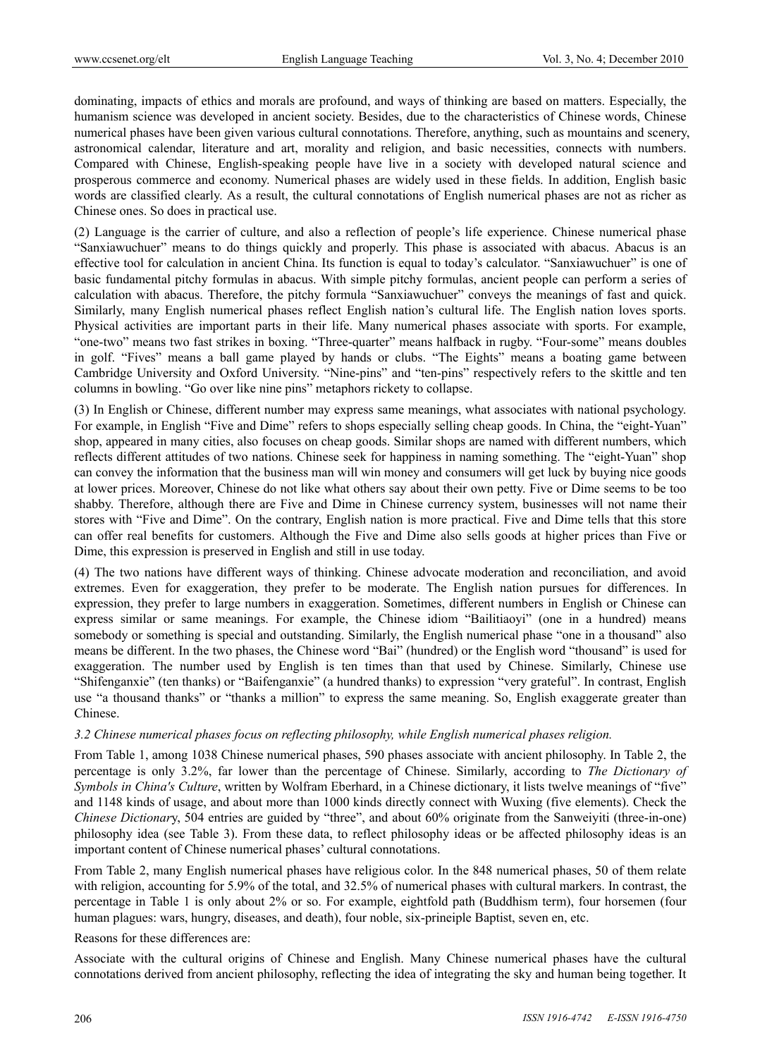dominating, impacts of ethics and morals are profound, and ways of thinking are based on matters. Especially, the humanism science was developed in ancient society. Besides, due to the characteristics of Chinese words, Chinese numerical phases have been given various cultural connotations. Therefore, anything, such as mountains and scenery, astronomical calendar, literature and art, morality and religion, and basic necessities, connects with numbers. Compared with Chinese, English-speaking people have live in a society with developed natural science and prosperous commerce and economy. Numerical phases are widely used in these fields. In addition, English basic words are classified clearly. As a result, the cultural connotations of English numerical phases are not as richer as Chinese ones. So does in practical use.

(2) Language is the carrier of culture, and also a reflection of people's life experience. Chinese numerical phase "Sanxiawuchuer" means to do things quickly and properly. This phase is associated with abacus. Abacus is an effective tool for calculation in ancient China. Its function is equal to today's calculator. "Sanxiawuchuer" is one of basic fundamental pitchy formulas in abacus. With simple pitchy formulas, ancient people can perform a series of calculation with abacus. Therefore, the pitchy formula "Sanxiawuchuer" conveys the meanings of fast and quick. Similarly, many English numerical phases reflect English nation's cultural life. The English nation loves sports. Physical activities are important parts in their life. Many numerical phases associate with sports. For example, "one-two" means two fast strikes in boxing. "Three-quarter" means halfback in rugby. "Four-some" means doubles in golf. "Fives" means a ball game played by hands or clubs. "The Eights" means a boating game between Cambridge University and Oxford University. "Nine-pins" and "ten-pins" respectively refers to the skittle and ten columns in bowling. "Go over like nine pins" metaphors rickety to collapse.

(3) In English or Chinese, different number may express same meanings, what associates with national psychology. For example, in English "Five and Dime" refers to shops especially selling cheap goods. In China, the "eight-Yuan" shop, appeared in many cities, also focuses on cheap goods. Similar shops are named with different numbers, which reflects different attitudes of two nations. Chinese seek for happiness in naming something. The "eight-Yuan" shop can convey the information that the business man will win money and consumers will get luck by buying nice goods at lower prices. Moreover, Chinese do not like what others say about their own petty. Five or Dime seems to be too shabby. Therefore, although there are Five and Dime in Chinese currency system, businesses will not name their stores with "Five and Dime". On the contrary, English nation is more practical. Five and Dime tells that this store can offer real benefits for customers. Although the Five and Dime also sells goods at higher prices than Five or Dime, this expression is preserved in English and still in use today.

(4) The two nations have different ways of thinking. Chinese advocate moderation and reconciliation, and avoid extremes. Even for exaggeration, they prefer to be moderate. The English nation pursues for differences. In expression, they prefer to large numbers in exaggeration. Sometimes, different numbers in English or Chinese can express similar or same meanings. For example, the Chinese idiom "Bailitiaoyi" (one in a hundred) means somebody or something is special and outstanding. Similarly, the English numerical phase "one in a thousand" also means be different. In the two phases, the Chinese word "Bai" (hundred) or the English word "thousand" is used for exaggeration. The number used by English is ten times than that used by Chinese. Similarly, Chinese use "Shifenganxie" (ten thanks) or "Baifenganxie" (a hundred thanks) to expression "very grateful". In contrast, English use "a thousand thanks" or "thanks a million" to express the same meaning. So, English exaggerate greater than Chinese.

### *3.2 Chinese numerical phases focus on reflecting philosophy, while English numerical phases religion.*

From Table 1, among 1038 Chinese numerical phases, 590 phases associate with ancient philosophy. In Table 2, the percentage is only 3.2%, far lower than the percentage of Chinese. Similarly, according to *The Dictionary of Symbols in China's Culture*, written by Wolfram Eberhard, in a Chinese dictionary, it lists twelve meanings of "five" and 1148 kinds of usage, and about more than 1000 kinds directly connect with Wuxing (five elements). Check the *Chinese Dictionary*, 504 entries are guided by "three", and about 60% originate from the Sanweiyiti (three-in-one) philosophy idea (see Table 3). From these data, to reflect philosophy ideas or be affected philosophy ideas is an important content of Chinese numerical phases' cultural connotations.

From Table 2, many English numerical phases have religious color. In the 848 numerical phases, 50 of them relate with religion, accounting for 5.9% of the total, and 32.5% of numerical phases with cultural markers. In contrast, the percentage in Table 1 is only about 2% or so. For example, eightfold path (Buddhism term), four horsemen (four human plagues: wars, hungry, diseases, and death), four noble, six-prineiple Baptist, seven en, etc.

Reasons for these differences are:

Associate with the cultural origins of Chinese and English. Many Chinese numerical phases have the cultural connotations derived from ancient philosophy, reflecting the idea of integrating the sky and human being together. It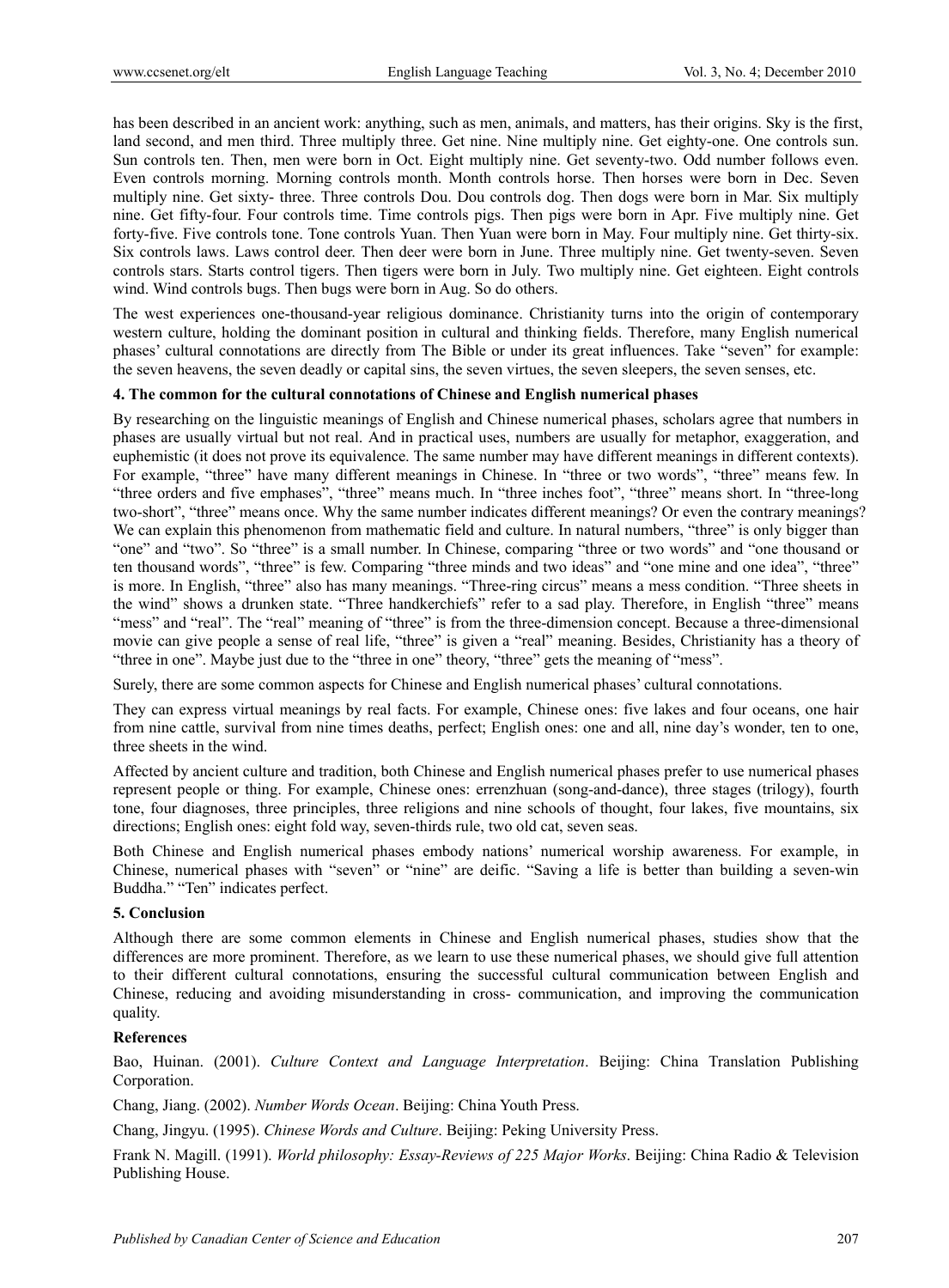has been described in an ancient work: anything, such as men, animals, and matters, has their origins. Sky is the first, land second, and men third. Three multiply three. Get nine. Nine multiply nine. Get eighty-one. One controls sun. Sun controls ten. Then, men were born in Oct. Eight multiply nine. Get seventy-two. Odd number follows even. Even controls morning. Morning controls month. Month controls horse. Then horses were born in Dec. Seven multiply nine. Get sixty- three. Three controls Dou. Dou controls dog. Then dogs were born in Mar. Six multiply nine. Get fifty-four. Four controls time. Time controls pigs. Then pigs were born in Apr. Five multiply nine. Get forty-five. Five controls tone. Tone controls Yuan. Then Yuan were born in May. Four multiply nine. Get thirty-six. Six controls laws. Laws control deer. Then deer were born in June. Three multiply nine. Get twenty-seven. Seven controls stars. Starts control tigers. Then tigers were born in July. Two multiply nine. Get eighteen. Eight controls wind. Wind controls bugs. Then bugs were born in Aug. So do others.

The west experiences one-thousand-year religious dominance. Christianity turns into the origin of contemporary western culture, holding the dominant position in cultural and thinking fields. Therefore, many English numerical phases' cultural connotations are directly from The Bible or under its great influences. Take "seven" for example: the seven heavens, the seven deadly or capital sins, the seven virtues, the seven sleepers, the seven senses, etc.

## 4. The common for the cultural connotations of Chinese and English numerical phases

By researching on the linguistic meanings of English and Chinese numerical phases, scholars agree that numbers in phases are usually virtual but not real. And in practical uses, numbers are usually for metaphor, exaggeration, and euphemistic (it does not prove its equivalence. The same number may have different meanings in different contexts). For example, "three" have many different meanings in Chinese. In "three or two words", "three" means few. In "three orders and five emphases", "three" means much. In "three inches foot", "three" means short. In "three-long two-short", "three" means once. Why the same number indicates different meanings? Or even the contrary meanings? We can explain this phenomenon from mathematic field and culture. In natural numbers, "three" is only bigger than "one" and "two". So "three" is a small number. In Chinese, comparing "three or two words" and "one thousand or ten thousand words", "three" is few. Comparing "three minds and two ideas" and "one mine and one idea", "three" is more. In English, "three" also has many meanings. "Three-ring circus" means a mess condition. "Three sheets in the wind" shows a drunken state. "Three handkerchiefs" refer to a sad play. Therefore, in English "three" means "mess" and "real". The "real" meaning of "three" is from the three-dimension concept. Because a three-dimensional movie can give people a sense of real life, "three" is given a "real" meaning. Besides, Christianity has a theory of "three in one". Maybe just due to the "three in one" theory, "three" gets the meaning of "mess".

Surely, there are some common aspects for Chinese and English numerical phases' cultural connotations.

They can express virtual meanings by real facts. For example, Chinese ones: five lakes and four oceans, one hair from nine cattle, survival from nine times deaths, perfect; English ones: one and all, nine day's wonder, ten to one, three sheets in the wind.

Affected by ancient culture and tradition, both Chinese and English numerical phases prefer to use numerical phases represent people or thing. For example, Chinese ones: errenzhuan (song-and-dance), three stages (trilogy), fourth tone, four diagnoses, three principles, three religions and nine schools of thought, four lakes, five mountains, six directions; English ones: eight fold way, seven-thirds rule, two old cat, seven seas.

Both Chinese and English numerical phases embody nations' numerical worship awareness. For example, in Chinese, numerical phases with "seven" or "nine" are deific. "Saving a life is better than building a seven-win Buddha." "Ten" indicates perfect.

## 5. Conclusion

Although there are some common elements in Chinese and English numerical phases, studies show that the differences are more prominent. Therefore, as we learn to use these numerical phases, we should give full attention to their different cultural connotations, ensuring the successful cultural communication between English and Chinese, reducing and avoiding misunderstanding in cross- communication, and improving the communication quality.

## References

Bao, Huinan. (2001). *Culture Context and Language Interpretation*. Beijing: China Translation Publishing Corporation.

Chang, Jiang. (2002). *Number Words Ocean*. Beijing: China Youth Press.

Chang, Jingyu. (1995). *Chinese Words and Culture*. Beijing: Peking University Press.

Frank N. Magill. (1991). *World philosophy: Essay-Reviews of 225 Major Works*. Beijing: China Radio & Television Publishing House.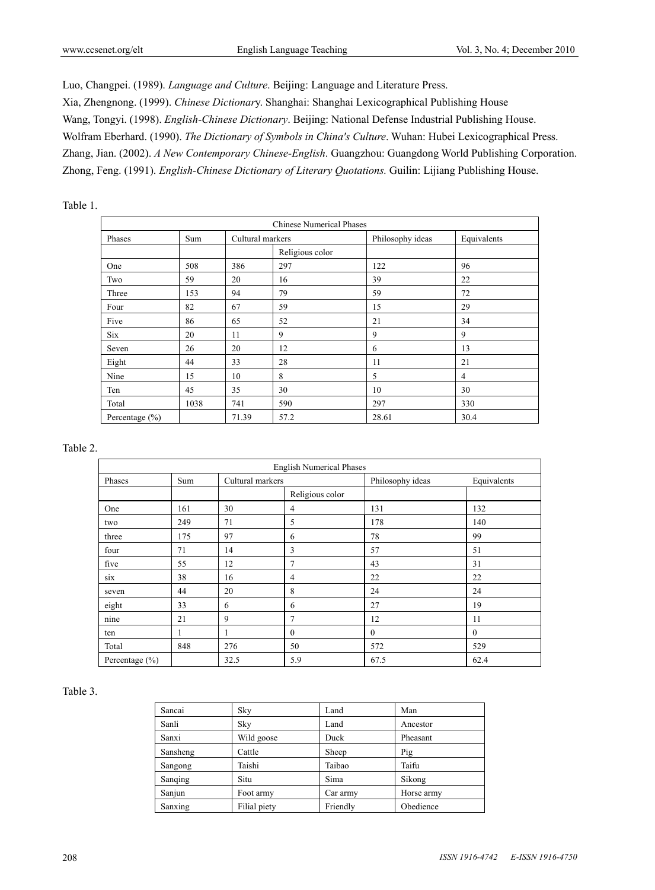Luo, Changpei. (1989). *Language and Culture*. Beijing: Language and Literature Press.

Xia, Zhengnong. (1999). *Chinese Dictionary*. Shanghai: Shanghai Lexicographical Publishing House

Wang, Tongyi. (1998). *English-Chinese Dictionary*. Beijing: National Defense Industrial Publishing House.

Wolfram Eberhard. (1990). *The Dictionary of Symbols in China's Culture*. Wuhan: Hubei Lexicographical Press.

Zhang, Jian. (2002). *A New Contemporary Chinese-English*. Guangzhou: Guangdong World Publishing Corporation.

Zhong, Feng. (1991). *English-Chinese Dictionary of Literary Quotations.* Guilin: Lijiang Publishing House.

Table 1.

| Chinese Numerical Phases | | | | | |
|---|---|---|---|---|---|
| Phases | Sum | Cultural markers | | Philosophy ideas | Equivalents |
| | | | Religious color | | |
| One | 508 | 386 | 297 | 122 | 96 |
| Two | 59 | 20 | 16 | 39 | 22 |
| Three | 153 | 94 | 79 | 59 | 72 |
| Four | 82 | 67 | 59 | 15 | 29 |
| Five | 86 | 65 | 52 | 21 | 34 |
| Six | 20 | 11 | 9 | 9 | 9 |
| Seven | 26 | 20 | 12 | 6 | 13 |
| Eight | 44 | 33 | 28 | 11 | 21 |
| Nine | 15 | 10 | 8 | 5 | 4 |
| Ten | 45 | 35 | 30 | 10 | 30 |
| Total | 1038 | 741 | 590 | 297 | 330 |
| Percentage (%) | | 71.39 | 57.2 | 28.61 | 30.4 |

Table 2.

| English Numerical Phases | | | | | |
|---|---|---|---|---|---|
| Phases | Sum | Cultural markers | | Philosophy ideas | Equivalents |
| | | | Religious color | | |
| One | 161 | 30 | 4 | 131 | 132 |
| two | 249 | 71 | 5 | 178 | 140 |
| three | 175 | 97 | 6 | 78 | 99 |
| four | 71 | 14 | 3 | 57 | 51 |
| five | 55 | 12 | 7 | 43 | 31 |
| six | 38 | 16 | 4 | 22 | 22 |
| seven | 44 | 20 | 8 | 24 | 24 |
| eight | 33 | 6 | 6 | 27 | 19 |
| nine | 21 | 9 | 7 | 12 | 11 |
| ten | 1 | 1 | 0 | 0 | 0 |
| Total | 848 | 276 | 50 | 572 | 529 |
| Percentage (%) | | 32.5 | 5.9 | 67.5 | 62.4 |

Table 3.

| | | | |
|---|---|---|---|
| Sancai | Sky | Land | Man |
| Sanli | Sky | Land | Ancestor |
| Sanxi | Wild goose | Duck | Pheasant |
| Sansheng | Cattle | Sheep | Pig |
| Sangong | Taishi | Taibao | Taifu |
| Sanqing | Situ | Sima | Sikong |
| Sanjun | Foot army | Car army | Horse army |
| Sanxing | Filial piety | Friendly | Obedience |